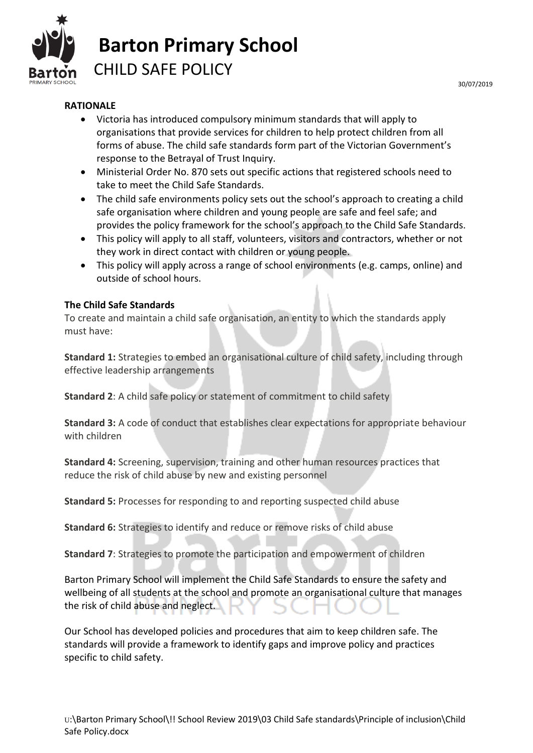# Barton Primary School

## CHILD SAFE POLICY

30/07/2019

**RATIONALE**

- Victoria has introduced compulsory minimum standards that will apply to organisations that provide services for children to help protect children from all forms of abuse. The child safe standards form part of the Victorian Government's response to the Betrayal of Trust Inquiry.
- Ministerial Order No. 870 sets out specific actions that registered schools need to take to meet the Child Safe Standards.
- The child safe environments policy sets out the school's approach to creating a child safe organisation where children and young people are safe and feel safe; and provides the policy framework for the school's approach to the Child Safe Standards.
- This policy will apply to all staff, volunteers, visitors and contractors, whether or not they work in direct contact with children or young people.
- This policy will apply across a range of school environments (e.g. camps, online) and outside of school hours.

**The Child Safe Standards**

To create and maintain a child safe organisation, an entity to which the standards apply must have:

**Standard 1:** Strategies to embed an organisational culture of child safety, including through effective leadership arrangements

**Standard 2**: A child safe policy or statement of commitment to child safety

**Standard 3:** A code of conduct that establishes clear expectations for appropriate behaviour with children

**Standard 4:** Screening, supervision, training and other human resources practices that reduce the risk of child abuse by new and existing personnel

**Standard 5:** Processes for responding to and reporting suspected child abuse

**Standard 6:** Strategies to identify and reduce or remove risks of child abuse

**Standard 7**: Strategies to promote the participation and empowerment of children

Barton Primary School will implement the Child Safe Standards to ensure the safety and wellbeing of all students at the school and promote an organisational culture that manages the risk of child abuse and neglect.

Our School has developed policies and procedures that aim to keep children safe. The standards will provide a framework to identify gaps and improve policy and practices specific to child safety.

U:\Barton Primary School\!! School Review 2019\03 Child Safe standards\Principle of inclusion\Child Safe Policy.docx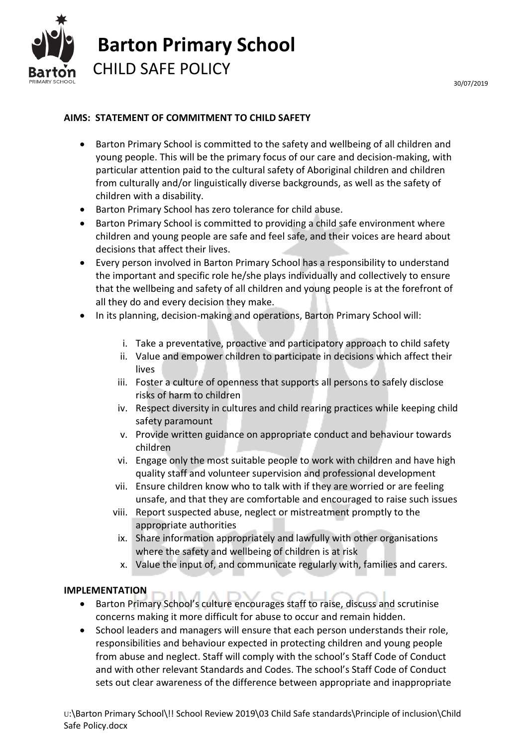# Barton Primary School

## CHILD SAFE POLICY

30/07/2019

**AIMS: STATEMENT OF COMMITMENT TO CHILD SAFETY**

- Barton Primary School is committed to the safety and wellbeing of all children and young people. This will be the primary focus of our care and decision-making, with particular attention paid to the cultural safety of Aboriginal children and children from culturally and/or linguistically diverse backgrounds, as well as the safety of children with a disability.
- Barton Primary School has zero tolerance for child abuse.
- Barton Primary School is committed to providing a child safe environment where children and young people are safe and feel safe, and their voices are heard about decisions that affect their lives.
- Every person involved in Barton Primary School has a responsibility to understand the important and specific role he/she plays individually and collectively to ensure that the wellbeing and safety of all children and young people is at the forefront of all they do and every decision they make.
- In its planning, decision-making and operations, Barton Primary School will:
    - i. Take a preventative, proactive and participatory approach to child safety
    - ii. Value and empower children to participate in decisions which affect their lives
    - iii. Foster a culture of openness that supports all persons to safely disclose risks of harm to children
    - iv. Respect diversity in cultures and child rearing practices while keeping child safety paramount
    - v. Provide written guidance on appropriate conduct and behaviour towards children
    - vi. Engage only the most suitable people to work with children and have high quality staff and volunteer supervision and professional development
    - vii. Ensure children know who to talk with if they are worried or are feeling unsafe, and that they are comfortable and encouraged to raise such issues
    - viii. Report suspected abuse, neglect or mistreatment promptly to the appropriate authorities
    - ix. Share information appropriately and lawfully with other organisations where the safety and wellbeing of children is at risk
    - x. Value the input of, and communicate regularly with, families and carers.

**IMPLEMENTATION**

- Barton Primary School's culture encourages staff to raise, discuss and scrutinise concerns making it more difficult for abuse to occur and remain hidden.
- School leaders and managers will ensure that each person understands their role, responsibilities and behaviour expected in protecting children and young people from abuse and neglect. Staff will comply with the school's Staff Code of Conduct and with other relevant Standards and Codes. The school's Staff Code of Conduct sets out clear awareness of the difference between appropriate and inappropriate

U:\Barton Primary School\!! School Review 2019\03 Child Safe standards\Principle of inclusion\Child Safe Policy.docx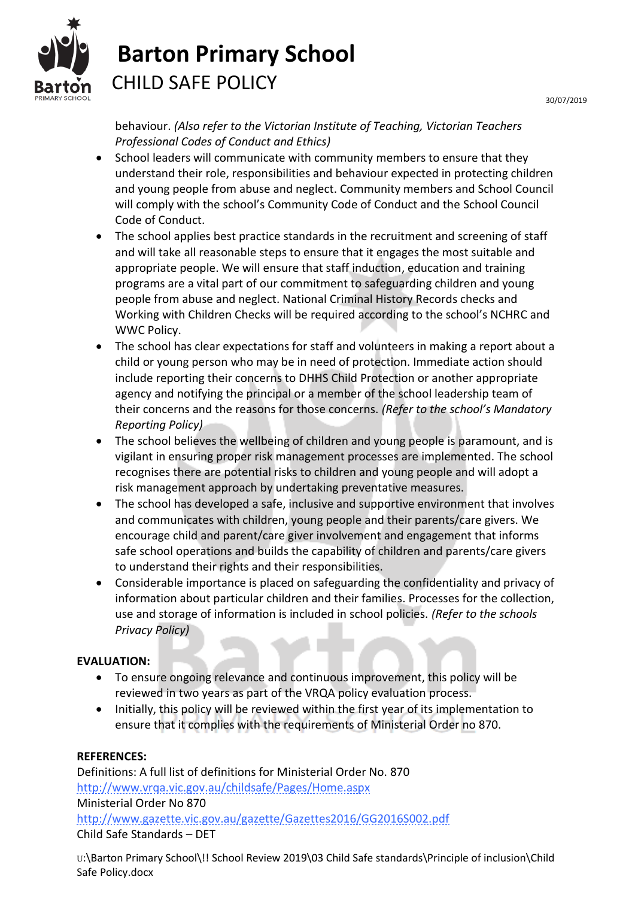behaviour. *(Also refer to the Victorian Institute of Teaching, Victorian Teachers Professional Codes of Conduct and Ethics)*

- School leaders will communicate with community members to ensure that they understand their role, responsibilities and behaviour expected in protecting children and young people from abuse and neglect. Community members and School Council will comply with the school's Community Code of Conduct and the School Council Code of Conduct.
- The school applies best practice standards in the recruitment and screening of staff and will take all reasonable steps to ensure that it engages the most suitable and appropriate people. We will ensure that staff induction, education and training programs are a vital part of our commitment to safeguarding children and young people from abuse and neglect. National Criminal History Records checks and Working with Children Checks will be required according to the school's NCHRC and WWC Policy.
- The school has clear expectations for staff and volunteers in making a report about a child or young person who may be in need of protection. Immediate action should include reporting their concerns to DHHS Child Protection or another appropriate agency and notifying the principal or a member of the school leadership team of their concerns and the reasons for those concerns. *(Refer to the school's Mandatory Reporting Policy)*
- The school believes the wellbeing of children and young people is paramount, and is vigilant in ensuring proper risk management processes are implemented. The school recognises there are potential risks to children and young people and will adopt a risk management approach by undertaking preventative measures.
- The school has developed a safe, inclusive and supportive environment that involves and communicates with children, young people and their parents/care givers. We encourage child and parent/care giver involvement and engagement that informs safe school operations and builds the capability of children and parents/care givers to understand their rights and their responsibilities.
- Considerable importance is placed on safeguarding the confidentiality and privacy of information about particular children and their families. Processes for the collection, use and storage of information is included in school policies. *(Refer to the schools Privacy Policy)*

**EVALUATION:**

- To ensure ongoing relevance and continuous improvement, this policy will be reviewed in two years as part of the VRQA policy evaluation process.
- Initially, this policy will be reviewed within the first year of its implementation to ensure that it complies with the requirements of Ministerial Order no 870.

**REFERENCES:**

Definitions: A full list of definitions for Ministerial Order No. 870
http://www.vrqa.vic.gov.au/childsafe/Pages/Home.aspx
Ministerial Order No 870
http://www.gazette.vic.gov.au/gazette/Gazettes2016/GG2016S002.pdf
Child Safe Standards – DET

U:\Barton Primary School\!! School Review 2019\03 Child Safe standards\Principle of inclusion\Child Safe Policy.docx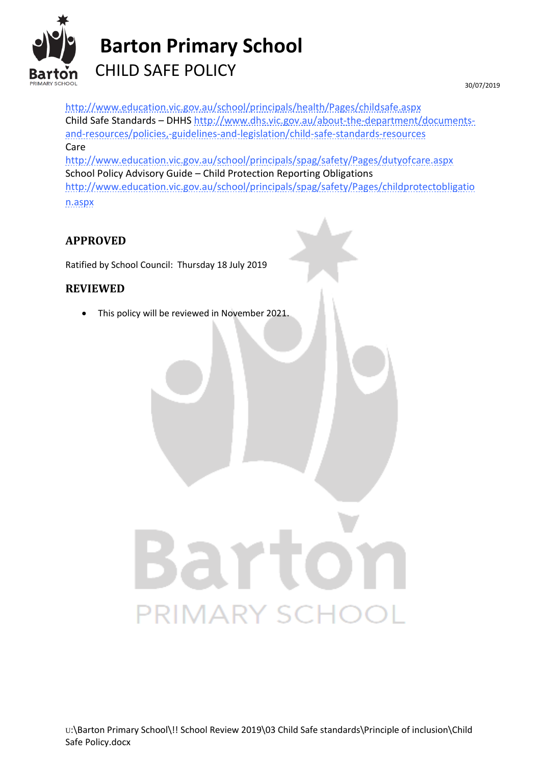http://www.education.vic.gov.au/school/principals/health/Pages/childsafe.aspx
Child Safe Standards – DHHS http://www.dhs.vic.gov.au/about-the-department/documents-and-resources/policies,-guidelines-and-legislation/child-safe-standards-resources
Care
http://www.education.vic.gov.au/school/principals/spag/safety/Pages/dutyofcare.aspx
School Policy Advisory Guide – Child Protection Reporting Obligations
http://www.education.vic.gov.au/school/principals/spag/safety/Pages/childprotectobligation.aspx

## APPROVED

Ratified by School Council: Thursday 18 July 2019

## REVIEWED

- This policy will be reviewed in November 2021.